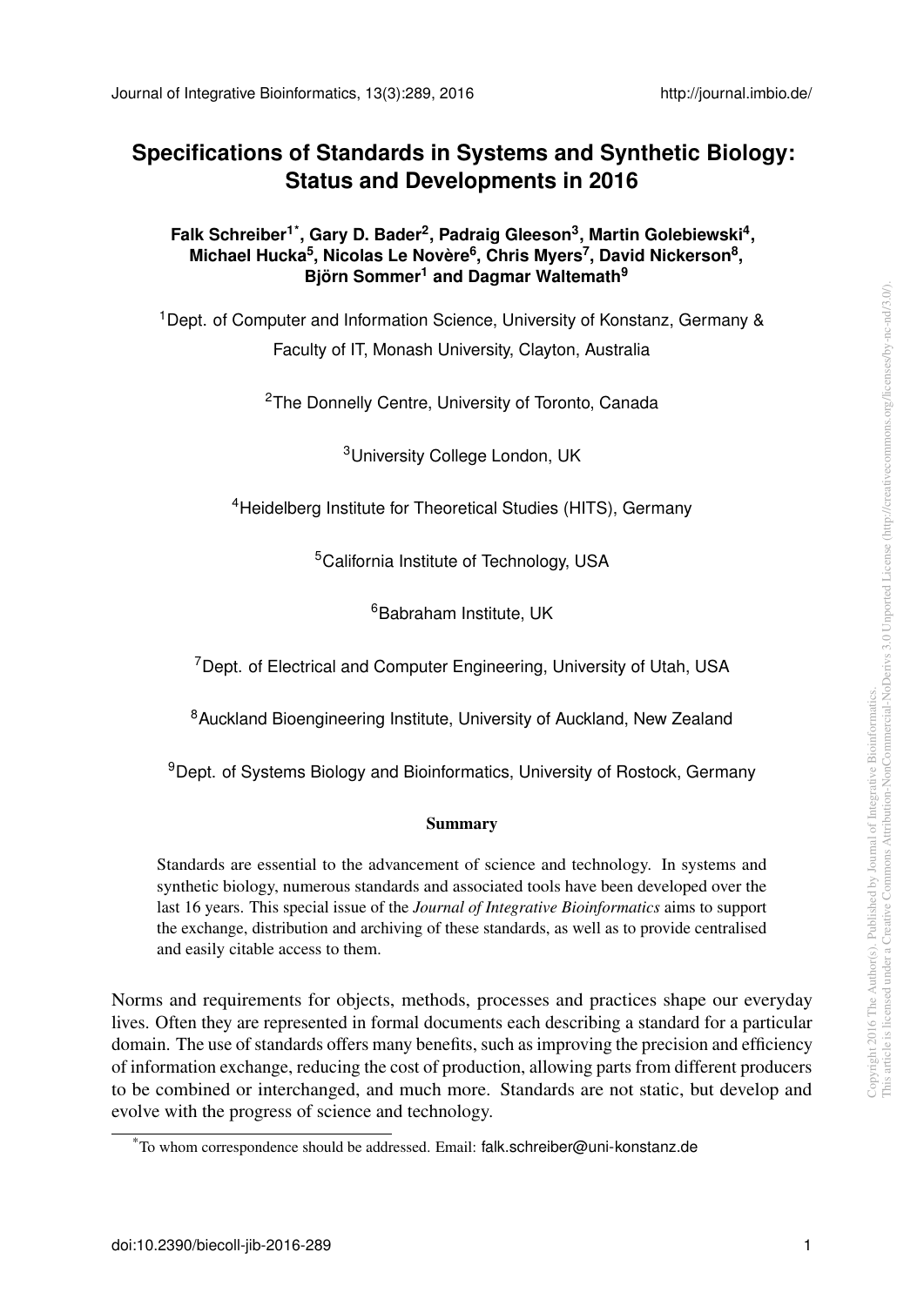# Specifications of Standards in Systems and Synthetic Biology: Status and Developments in 2016

**Falk Schreiber[1*], Gary D. Bader[2], Padraig Gleeson[3], Martin Golebiewski[4], Michael Hucka[5], Nicolas Le Novère[6], Chris Myers[7], David Nickerson[8], Björn Sommer[1] and Dagmar Waltemath[9]**

[1]Dept. of Computer and Information Science, University of Konstanz, Germany & Faculty of IT, Monash University, Clayton, Australia

[2]The Donnelly Centre, University of Toronto, Canada

[3]University College London, UK

[4]Heidelberg Institute for Theoretical Studies (HITS), Germany

[5]California Institute of Technology, USA

[6]Babraham Institute, UK

[7]Dept. of Electrical and Computer Engineering, University of Utah, USA

[8]Auckland Bioengineering Institute, University of Auckland, New Zealand

[9]Dept. of Systems Biology and Bioinformatics, University of Rostock, Germany

**Summary**

Standards are essential to the advancement of science and technology. In systems and synthetic biology, numerous standards and associated tools have been developed over the last 16 years. This special issue of the *Journal of Integrative Bioinformatics* aims to support the exchange, distribution and archiving of these standards, as well as to provide centralised and easily citable access to them.

Norms and requirements for objects, methods, processes and practices shape our everyday lives. Often they are represented in formal documents each describing a standard for a particular domain. The use of standards offers many benefits, such as improving the precision and efficiency of information exchange, reducing the cost of production, allowing parts from different producers to be combined or interchanged, and much more. Standards are not static, but develop and evolve with the progress of science and technology.

*To whom correspondence should be addressed. Email: falk.schreiber@uni-konstanz.de

Copyright 2016 The Author(s). Published by Journal of Integrative Bioinformatics. This article is licensed under a Creative Commons Attribution-NonCommercial-NoDerivs 3.0 Unported License (http://creativecommons.org/licenses/by-nc-nd/3.0/).

doi:10.2390/biecoll-jib-2016-289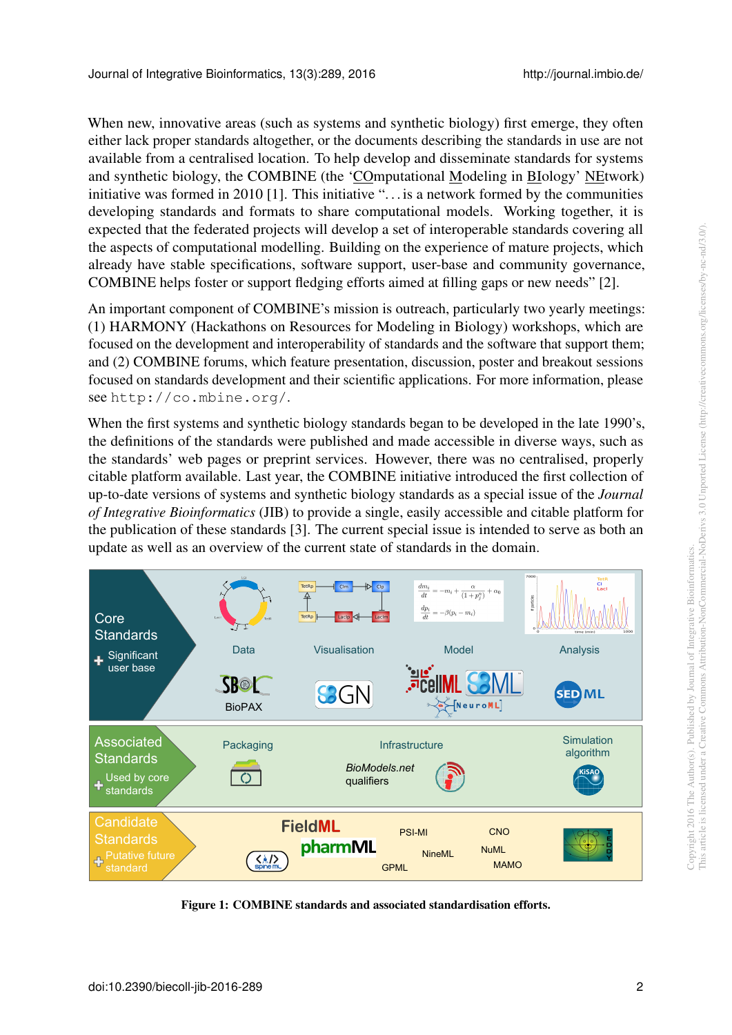When new, innovative areas (such as systems and synthetic biology) first emerge, they often either lack proper standards altogether, or the documents describing the standards in use are not available from a centralised location. To help develop and disseminate standards for systems and synthetic biology, the COMBINE (the 'COmputational Modeling in BIology' NEtwork) initiative was formed in 2010 [1]. This initiative "...is a network formed by the communities developing standards and formats to share computational models. Working together, it is expected that the federated projects will develop a set of interoperable standards covering all the aspects of computational modelling. Building on the experience of mature projects, which already have stable specifications, software support, user-base and community governance, COMBINE helps foster or support fledging efforts aimed at filling gaps or new needs" [2].

An important component of COMBINE's mission is outreach, particularly two yearly meetings: (1) HARMONY (Hackathons on Resources for Modeling in Biology) workshops, which are focused on the development and interoperability of standards and the software that support them; and (2) COMBINE forums, which feature presentation, discussion, poster and breakout sessions focused on standards development and their scientific applications. For more information, please see `http://co.mbine.org/`.

When the first systems and synthetic biology standards began to be developed in the late 1990's, the definitions of the standards were published and made accessible in diverse ways, such as the standards' web pages or preprint services. However, there was no centralised, properly citable platform available. Last year, the COMBINE initiative introduced the first collection of up-to-date versions of systems and synthetic biology standards as a special issue of the *Journal of Integrative Bioinformatics* (JIB) to provide a single, easily accessible and citable platform for the publication of these standards [3]. The current special issue is intended to serve as both an update as well as an overview of the current state of standards in the domain.

**Figure 1: COMBINE standards and associated standardisation efforts.**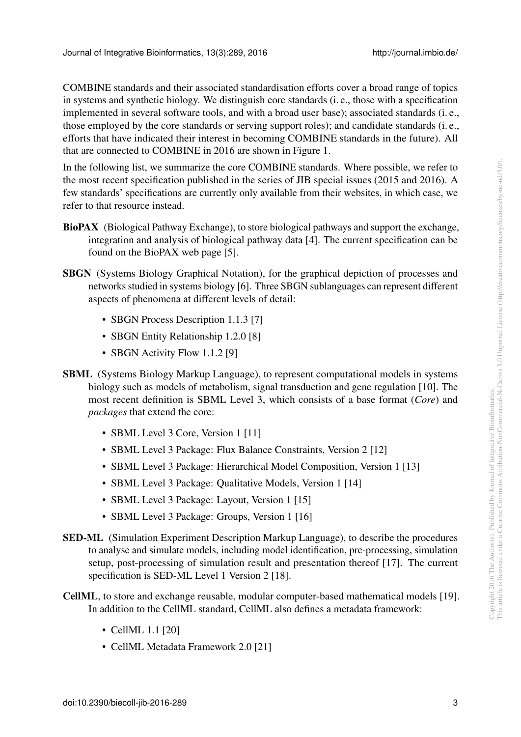COMBINE standards and their associated standardisation efforts cover a broad range of topics in systems and synthetic biology. We distinguish core standards (i. e., those with a specification implemented in several software tools, and with a broad user base); associated standards (i. e., those employed by the core standards or serving support roles); and candidate standards (i. e., efforts that have indicated their interest in becoming COMBINE standards in the future). All that are connected to COMBINE in 2016 are shown in Figure 1.

In the following list, we summarize the core COMBINE standards. Where possible, we refer to the most recent specification published in the series of JIB special issues (2015 and 2016). A few standards' specifications are currently only available from their websites, in which case, we refer to that resource instead.

**BioPAX** (Biological Pathway Exchange), to store biological pathways and support the exchange, integration and analysis of biological pathway data [4]. The current specification can be found on the BioPAX web page [5].

**SBGN** (Systems Biology Graphical Notation), for the graphical depiction of processes and networks studied in systems biology [6]. Three SBGN sublanguages can represent different aspects of phenomena at different levels of detail:

- SBGN Process Description 1.1.3 [7]
- SBGN Entity Relationship 1.2.0 [8]
- SBGN Activity Flow 1.1.2 [9]

**SBML** (Systems Biology Markup Language), to represent computational models in systems biology such as models of metabolism, signal transduction and gene regulation [10]. The most recent definition is SBML Level 3, which consists of a base format (*Core*) and *packages* that extend the core:

- SBML Level 3 Core, Version 1 [11]
- SBML Level 3 Package: Flux Balance Constraints, Version 2 [12]
- SBML Level 3 Package: Hierarchical Model Composition, Version 1 [13]
- SBML Level 3 Package: Qualitative Models, Version 1 [14]
- SBML Level 3 Package: Layout, Version 1 [15]
- SBML Level 3 Package: Groups, Version 1 [16]

**SED-ML** (Simulation Experiment Description Markup Language), to describe the procedures to analyse and simulate models, including model identification, pre-processing, simulation setup, post-processing of simulation result and presentation thereof [17]. The current specification is SED-ML Level 1 Version 2 [18].

**CellML**, to store and exchange reusable, modular computer-based mathematical models [19]. In addition to the CellML standard, CellML also defines a metadata framework:

- CellML 1.1 [20]
- CellML Metadata Framework 2.0 [21]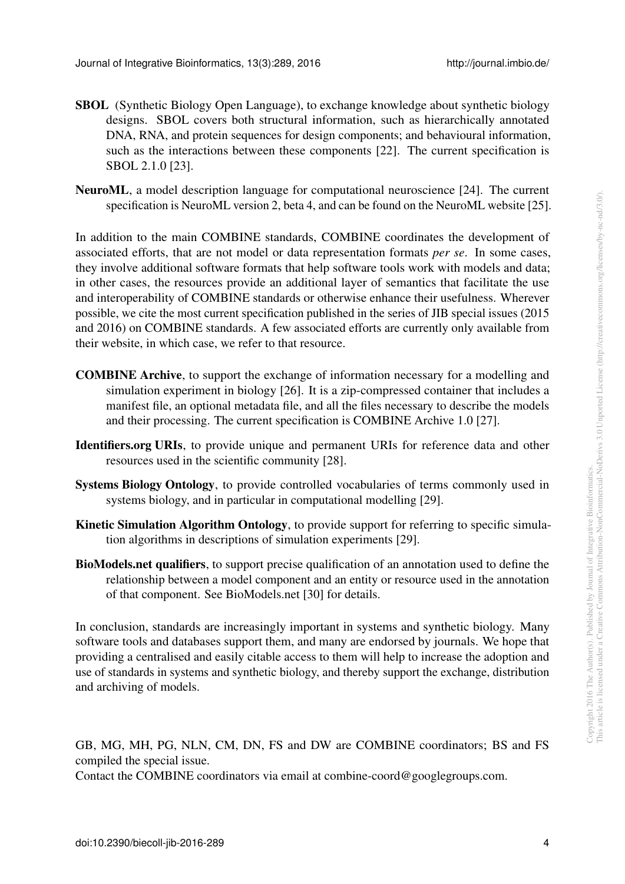**SBOL** (Synthetic Biology Open Language), to exchange knowledge about synthetic biology designs. SBOL covers both structural information, such as hierarchically annotated DNA, RNA, and protein sequences for design components; and behavioural information, such as the interactions between these components [22]. The current specification is SBOL 2.1.0 [23].

**NeuroML**, a model description language for computational neuroscience [24]. The current specification is NeuroML version 2, beta 4, and can be found on the NeuroML website [25].

In addition to the main COMBINE standards, COMBINE coordinates the development of associated efforts, that are not model or data representation formats *per se*. In some cases, they involve additional software formats that help software tools work with models and data; in other cases, the resources provide an additional layer of semantics that facilitate the use and interoperability of COMBINE standards or otherwise enhance their usefulness. Wherever possible, we cite the most current specification published in the series of JIB special issues (2015 and 2016) on COMBINE standards. A few associated efforts are currently only available from their website, in which case, we refer to that resource.

**COMBINE Archive**, to support the exchange of information necessary for a modelling and simulation experiment in biology [26]. It is a zip-compressed container that includes a manifest file, an optional metadata file, and all the files necessary to describe the models and their processing. The current specification is COMBINE Archive 1.0 [27].

**Identifiers.org URIs**, to provide unique and permanent URIs for reference data and other resources used in the scientific community [28].

**Systems Biology Ontology**, to provide controlled vocabularies of terms commonly used in systems biology, and in particular in computational modelling [29].

**Kinetic Simulation Algorithm Ontology**, to provide support for referring to specific simulation algorithms in descriptions of simulation experiments [29].

**BioModels.net qualifiers**, to support precise qualification of an annotation used to define the relationship between a model component and an entity or resource used in the annotation of that component. See BioModels.net [30] for details.

In conclusion, standards are increasingly important in systems and synthetic biology. Many software tools and databases support them, and many are endorsed by journals. We hope that providing a centralised and easily citable access to them will help to increase the adoption and use of standards in systems and synthetic biology, and thereby support the exchange, distribution and archiving of models.

GB, MG, MH, PG, NLN, CM, DN, FS and DW are COMBINE coordinators; BS and FS compiled the special issue.
Contact the COMBINE coordinators via email at combine-coord@googlegroups.com.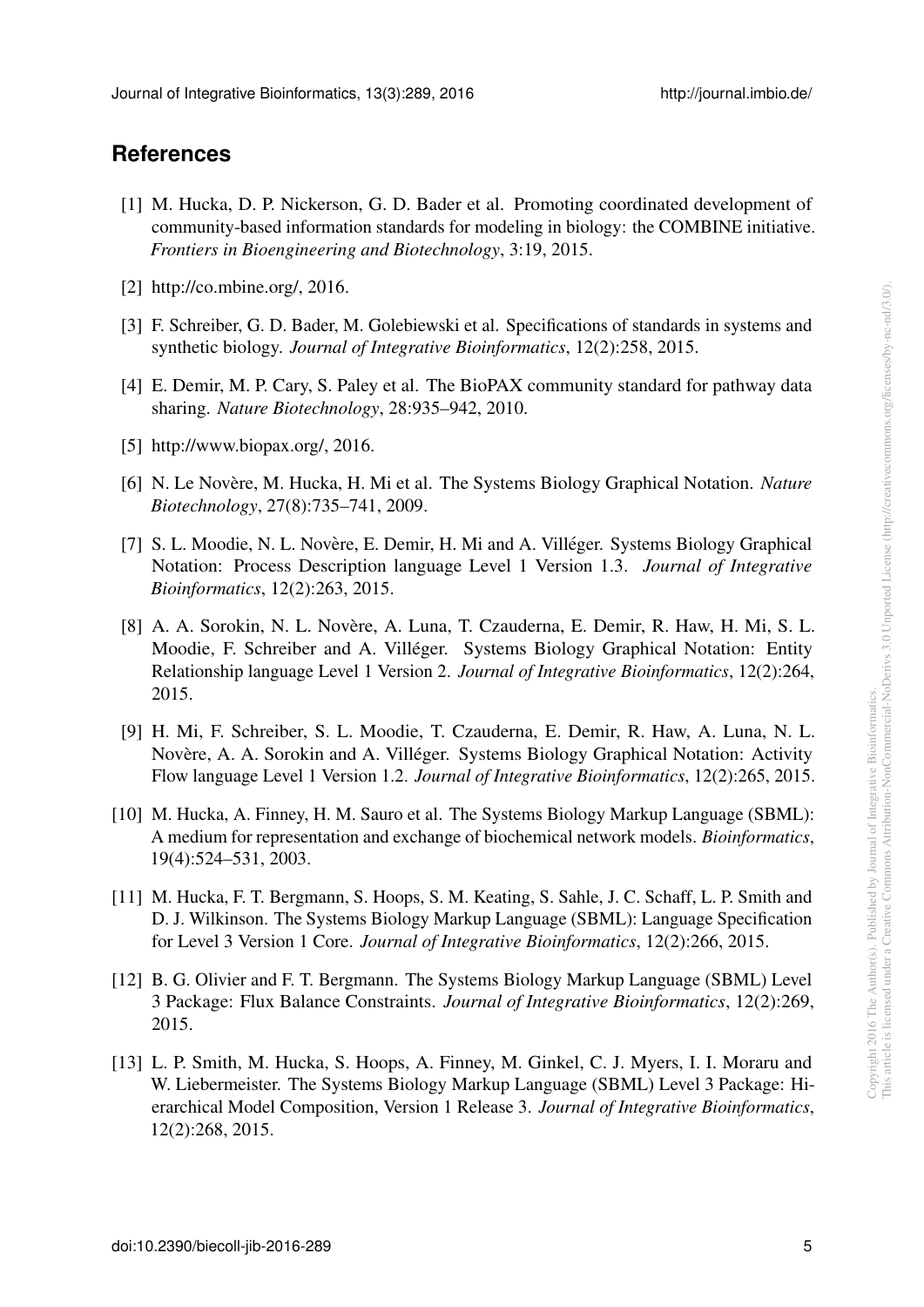## References

[1] M. Hucka, D. P. Nickerson, G. D. Bader et al. Promoting coordinated development of community-based information standards for modeling in biology: the COMBINE initiative. *Frontiers in Bioengineering and Biotechnology*, 3:19, 2015.

[2] http://co.mbine.org/, 2016.

[3] F. Schreiber, G. D. Bader, M. Golebiewski et al. Specifications of standards in systems and synthetic biology. *Journal of Integrative Bioinformatics*, 12(2):258, 2015.

[4] E. Demir, M. P. Cary, S. Paley et al. The BioPAX community standard for pathway data sharing. *Nature Biotechnology*, 28:935–942, 2010.

[5] http://www.biopax.org/, 2016.

[6] N. Le Novère, M. Hucka, H. Mi et al. The Systems Biology Graphical Notation. *Nature Biotechnology*, 27(8):735–741, 2009.

[7] S. L. Moodie, N. L. Novère, E. Demir, H. Mi and A. Villéger. Systems Biology Graphical Notation: Process Description language Level 1 Version 1.3. *Journal of Integrative Bioinformatics*, 12(2):263, 2015.

[8] A. A. Sorokin, N. L. Novère, A. Luna, T. Czauderna, E. Demir, R. Haw, H. Mi, S. L. Moodie, F. Schreiber and A. Villéger. Systems Biology Graphical Notation: Entity Relationship language Level 1 Version 2. *Journal of Integrative Bioinformatics*, 12(2):264, 2015.

[9] H. Mi, F. Schreiber, S. L. Moodie, T. Czauderna, E. Demir, R. Haw, A. Luna, N. L. Novère, A. A. Sorokin and A. Villéger. Systems Biology Graphical Notation: Activity Flow language Level 1 Version 1.2. *Journal of Integrative Bioinformatics*, 12(2):265, 2015.

[10] M. Hucka, A. Finney, H. M. Sauro et al. The Systems Biology Markup Language (SBML): A medium for representation and exchange of biochemical network models. *Bioinformatics*, 19(4):524–531, 2003.

[11] M. Hucka, F. T. Bergmann, S. Hoops, S. M. Keating, S. Sahle, J. C. Schaff, L. P. Smith and D. J. Wilkinson. The Systems Biology Markup Language (SBML): Language Specification for Level 3 Version 1 Core. *Journal of Integrative Bioinformatics*, 12(2):266, 2015.

[12] B. G. Olivier and F. T. Bergmann. The Systems Biology Markup Language (SBML) Level 3 Package: Flux Balance Constraints. *Journal of Integrative Bioinformatics*, 12(2):269, 2015.

[13] L. P. Smith, M. Hucka, S. Hoops, A. Finney, M. Ginkel, C. J. Myers, I. I. Moraru and W. Liebermeister. The Systems Biology Markup Language (SBML) Level 3 Package: Hierarchical Model Composition, Version 1 Release 3. *Journal of Integrative Bioinformatics*, 12(2):268, 2015.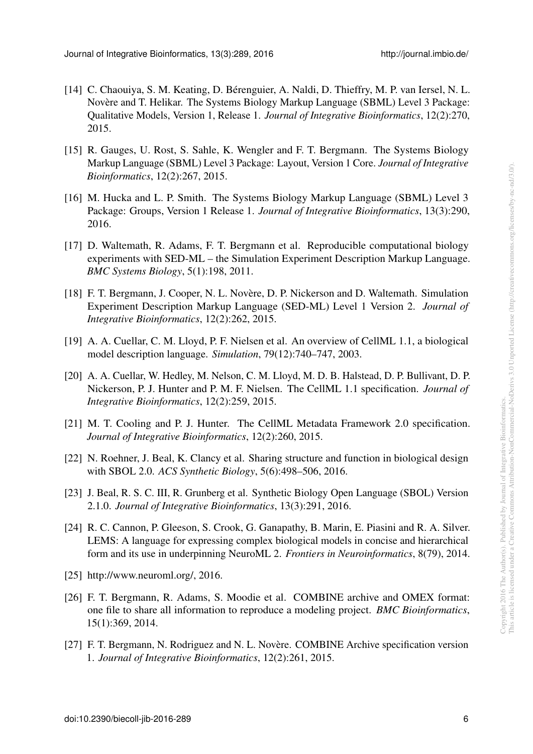[14] C. Chaouiya, S. M. Keating, D. Bérenguier, A. Naldi, D. Thieffry, M. P. van Iersel, N. L. Novère and T. Helikar. The Systems Biology Markup Language (SBML) Level 3 Package: Qualitative Models, Version 1, Release 1. *Journal of Integrative Bioinformatics*, 12(2):270, 2015.

[15] R. Gauges, U. Rost, S. Sahle, K. Wengler and F. T. Bergmann. The Systems Biology Markup Language (SBML) Level 3 Package: Layout, Version 1 Core. *Journal of Integrative Bioinformatics*, 12(2):267, 2015.

[16] M. Hucka and L. P. Smith. The Systems Biology Markup Language (SBML) Level 3 Package: Groups, Version 1 Release 1. *Journal of Integrative Bioinformatics*, 13(3):290, 2016.

[17] D. Waltemath, R. Adams, F. T. Bergmann et al. Reproducible computational biology experiments with SED-ML – the Simulation Experiment Description Markup Language. *BMC Systems Biology*, 5(1):198, 2011.

[18] F. T. Bergmann, J. Cooper, N. L. Novère, D. P. Nickerson and D. Waltemath. Simulation Experiment Description Markup Language (SED-ML) Level 1 Version 2. *Journal of Integrative Bioinformatics*, 12(2):262, 2015.

[19] A. A. Cuellar, C. M. Lloyd, P. F. Nielsen et al. An overview of CellML 1.1, a biological model description language. *Simulation*, 79(12):740–747, 2003.

[20] A. A. Cuellar, W. Hedley, M. Nelson, C. M. Lloyd, M. D. B. Halstead, D. P. Bullivant, D. P. Nickerson, P. J. Hunter and P. M. F. Nielsen. The CellML 1.1 specification. *Journal of Integrative Bioinformatics*, 12(2):259, 2015.

[21] M. T. Cooling and P. J. Hunter. The CellML Metadata Framework 2.0 specification. *Journal of Integrative Bioinformatics*, 12(2):260, 2015.

[22] N. Roehner, J. Beal, K. Clancy et al. Sharing structure and function in biological design with SBOL 2.0. *ACS Synthetic Biology*, 5(6):498–506, 2016.

[23] J. Beal, R. S. C. III, R. Grunberg et al. Synthetic Biology Open Language (SBOL) Version 2.1.0. *Journal of Integrative Bioinformatics*, 13(3):291, 2016.

[24] R. C. Cannon, P. Gleeson, S. Crook, G. Ganapathy, B. Marin, E. Piasini and R. A. Silver. LEMS: A language for expressing complex biological models in concise and hierarchical form and its use in underpinning NeuroML 2. *Frontiers in Neuroinformatics*, 8(79), 2014.

[25] http://www.neuroml.org/, 2016.

[26] F. T. Bergmann, R. Adams, S. Moodie et al. COMBINE archive and OMEX format: one file to share all information to reproduce a modeling project. *BMC Bioinformatics*, 15(1):369, 2014.

[27] F. T. Bergmann, N. Rodriguez and N. L. Novère. COMBINE Archive specification version 1. *Journal of Integrative Bioinformatics*, 12(2):261, 2015.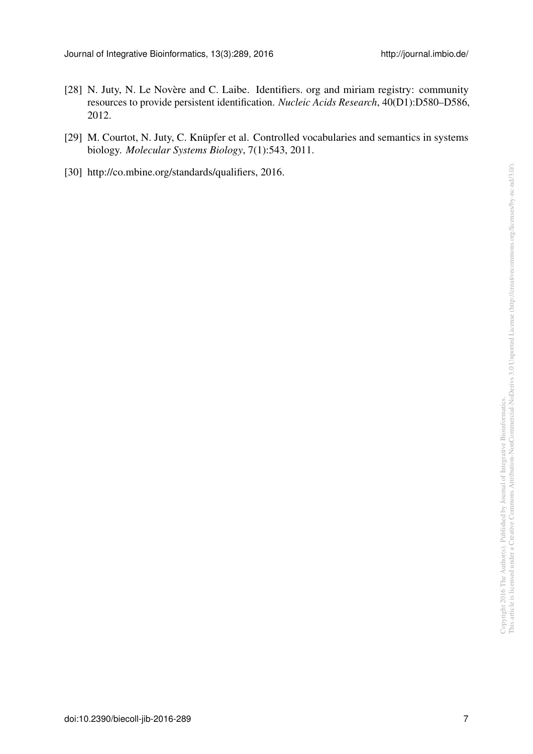[28] N. Juty, N. Le Novère and C. Laibe. Identifiers. org and miriam registry: community resources to provide persistent identification. *Nucleic Acids Research*, 40(D1):D580–D586, 2012.

[29] M. Courtot, N. Juty, C. Knüpfer et al. Controlled vocabularies and semantics in systems biology. *Molecular Systems Biology*, 7(1):543, 2011.

[30] http://co.mbine.org/standards/qualifiers, 2016.

Copyright 2016 The Author(s). Published by Journal of Integrative Bioinformatics.
This article is licensed under a Creative Commons Attribution-NonCommercial-NoDerivs 3.0 Unported License (http://creativecommons.org/licenses/by-nc-nd/3.0/).